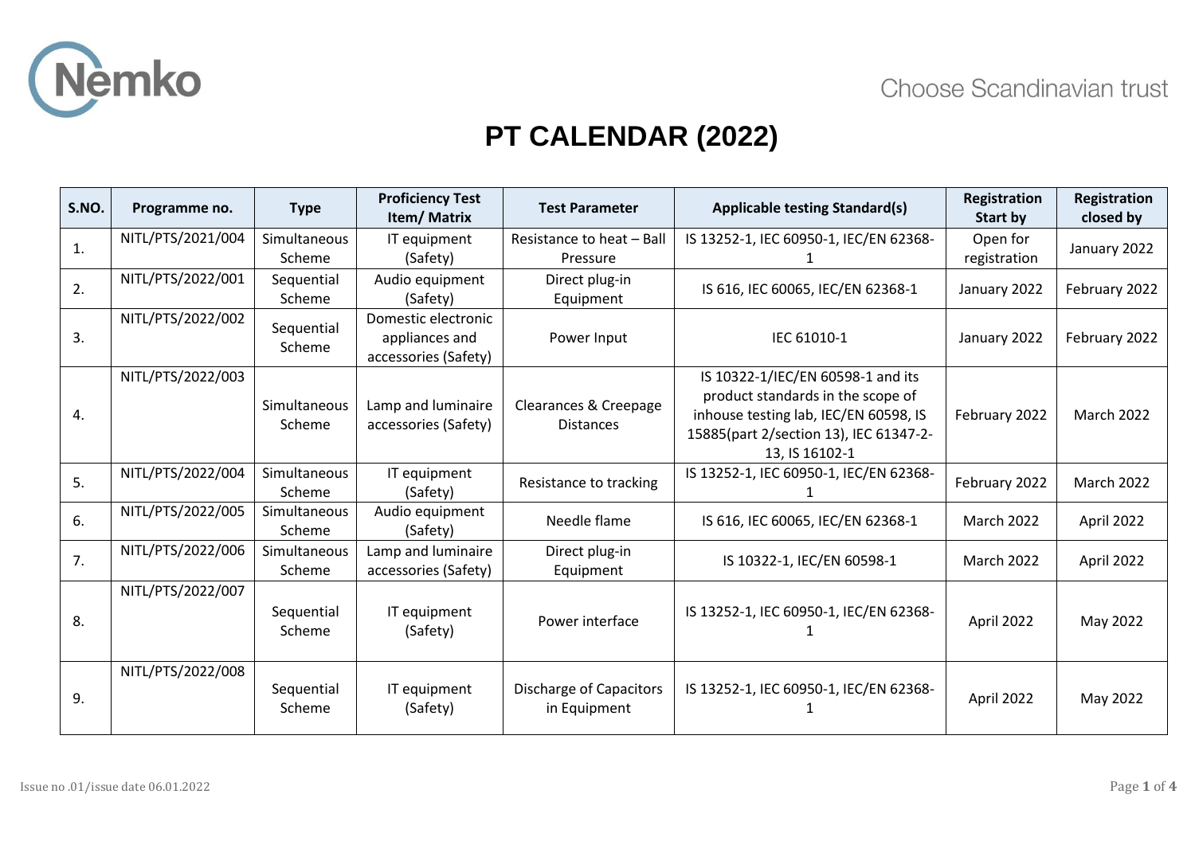# PT CALENDAR (2022)

| S.NO. | Programme no. | Type | Proficiency Test Item/ Matrix | Test Parameter | Applicable testing Standard(s) | Registration Start by | Registration closed by |
|---|---|---|---|---|---|---|---|
| 1. | NITL/PTS/2021/004 | Simultaneous Scheme | IT equipment (Safety) | Resistance to heat – Ball Pressure | IS 13252-1, IEC 60950-1, IEC/EN 62368-1 | Open for registration | January 2022 |
| 2. | NITL/PTS/2022/001 | Sequential Scheme | Audio equipment (Safety) | Direct plug-in Equipment | IS 616, IEC 60065, IEC/EN 62368-1 | January 2022 | February 2022 |
| 3. | NITL/PTS/2022/002 | Sequential Scheme | Domestic electronic appliances and accessories (Safety) | Power Input | IEC 61010-1 | January 2022 | February 2022 |
| 4. | NITL/PTS/2022/003 | Simultaneous Scheme | Lamp and luminaire accessories (Safety) | Clearances & Creepage Distances | IS 10322-1/IEC/EN 60598-1 and its product standards in the scope of inhouse testing lab, IEC/EN 60598, IS 15885(part 2/section 13), IEC 61347-2-13, IS 16102-1 | February 2022 | March 2022 |
| 5. | NITL/PTS/2022/004 | Simultaneous Scheme | IT equipment (Safety) | Resistance to tracking | IS 13252-1, IEC 60950-1, IEC/EN 62368-1 | February 2022 | March 2022 |
| 6. | NITL/PTS/2022/005 | Simultaneous Scheme | Audio equipment (Safety) | Needle flame | IS 616, IEC 60065, IEC/EN 62368-1 | March 2022 | April 2022 |
| 7. | NITL/PTS/2022/006 | Simultaneous Scheme | Lamp and luminaire accessories (Safety) | Direct plug-in Equipment | IS 10322-1, IEC/EN 60598-1 | March 2022 | April 2022 |
| 8. | NITL/PTS/2022/007 | Sequential Scheme | IT equipment (Safety) | Power interface | IS 13252-1, IEC 60950-1, IEC/EN 62368-1 | April 2022 | May 2022 |
| 9. | NITL/PTS/2022/008 | Sequential Scheme | IT equipment (Safety) | Discharge of Capacitors in Equipment | IS 13252-1, IEC 60950-1, IEC/EN 62368-1 | April 2022 | May 2022 |

Issue no .01/issue date 06.01.2022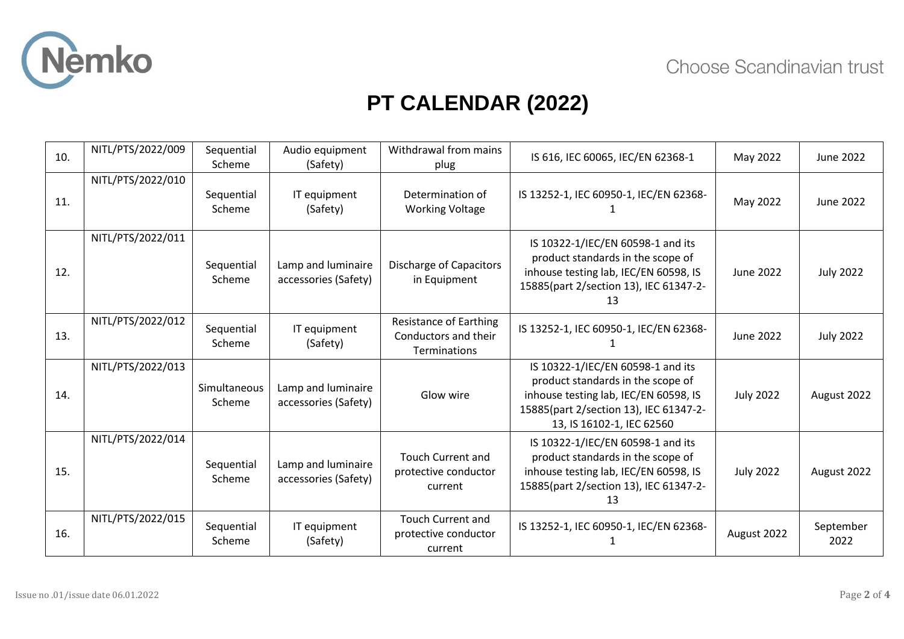# PT CALENDAR (2022)

| | | | | | | | |
|---|---|---|---|---|---|---|---|
| 10. | NITL/PTS/2022/009 | Sequential Scheme | Audio equipment (Safety) | Withdrawal from mains plug | IS 616, IEC 60065, IEC/EN 62368-1 | May 2022 | June 2022 |
| 11. | NITL/PTS/2022/010 | Sequential Scheme | IT equipment (Safety) | Determination of Working Voltage | IS 13252-1, IEC 60950-1, IEC/EN 62368-1 | May 2022 | June 2022 |
| 12. | NITL/PTS/2022/011 | Sequential Scheme | Lamp and luminaire accessories (Safety) | Discharge of Capacitors in Equipment | IS 10322-1/IEC/EN 60598-1 and its product standards in the scope of inhouse testing lab, IEC/EN 60598, IS 15885(part 2/section 13), IEC 61347-2-13 | June 2022 | July 2022 |
| 13. | NITL/PTS/2022/012 | Sequential Scheme | IT equipment (Safety) | Resistance of Earthing Conductors and their Terminations | IS 13252-1, IEC 60950-1, IEC/EN 62368-1 | June 2022 | July 2022 |
| 14. | NITL/PTS/2022/013 | Simultaneous Scheme | Lamp and luminaire accessories (Safety) | Glow wire | IS 10322-1/IEC/EN 60598-1 and its product standards in the scope of inhouse testing lab, IEC/EN 60598, IS 15885(part 2/section 13), IEC 61347-2-13, IS 16102-1, IEC 62560 | July 2022 | August 2022 |
| 15. | NITL/PTS/2022/014 | Sequential Scheme | Lamp and luminaire accessories (Safety) | Touch Current and protective conductor current | IS 10322-1/IEC/EN 60598-1 and its product standards in the scope of inhouse testing lab, IEC/EN 60598, IS 15885(part 2/section 13), IEC 61347-2-13 | July 2022 | August 2022 |
| 16. | NITL/PTS/2022/015 | Sequential Scheme | IT equipment (Safety) | Touch Current and protective conductor current | IS 13252-1, IEC 60950-1, IEC/EN 62368-1 | August 2022 | September 2022 |

Issue no .01/issue date 06.01.2022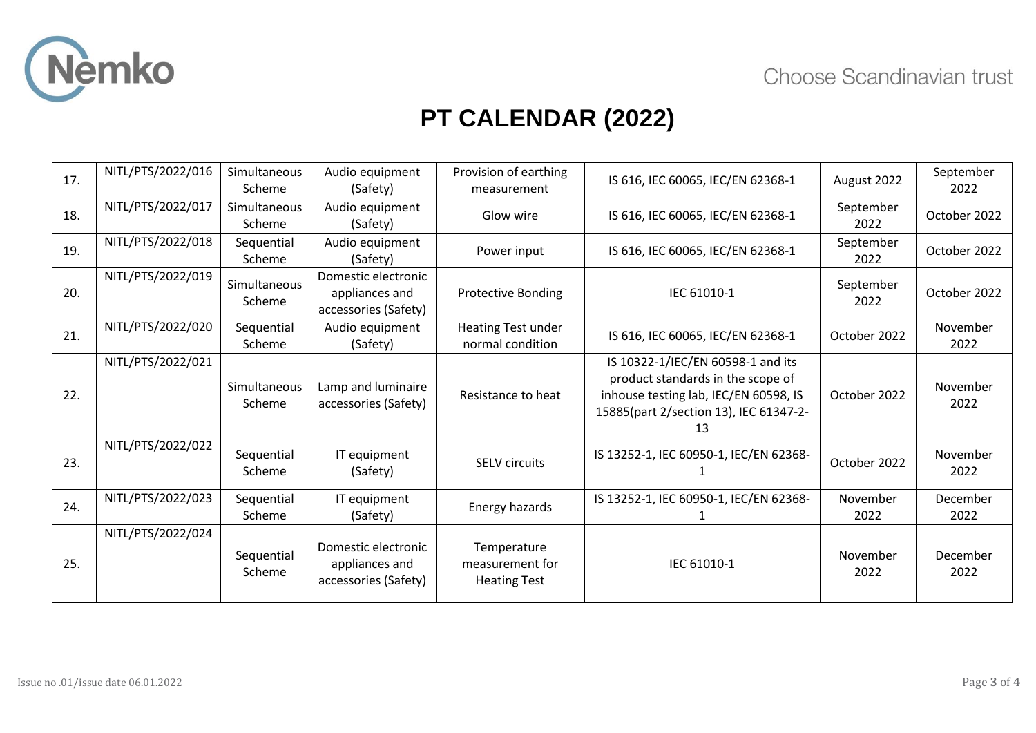# PT CALENDAR (2022)

| | | | | | | | |
|---|---|---|---|---|---|---|---|
| 17. | NITL/PTS/2022/016 | Simultaneous Scheme | Audio equipment (Safety) | Provision of earthing measurement | IS 616, IEC 60065, IEC/EN 62368-1 | August 2022 | September 2022 |
| 18. | NITL/PTS/2022/017 | Simultaneous Scheme | Audio equipment (Safety) | Glow wire | IS 616, IEC 60065, IEC/EN 62368-1 | September 2022 | October 2022 |
| 19. | NITL/PTS/2022/018 | Sequential Scheme | Audio equipment (Safety) | Power input | IS 616, IEC 60065, IEC/EN 62368-1 | September 2022 | October 2022 |
| 20. | NITL/PTS/2022/019 | Simultaneous Scheme | Domestic electronic appliances and accessories (Safety) | Protective Bonding | IEC 61010-1 | September 2022 | October 2022 |
| 21. | NITL/PTS/2022/020 | Sequential Scheme | Audio equipment (Safety) | Heating Test under normal condition | IS 616, IEC 60065, IEC/EN 62368-1 | October 2022 | November 2022 |
| 22. | NITL/PTS/2022/021 | Simultaneous Scheme | Lamp and luminaire accessories (Safety) | Resistance to heat | IS 10322-1/IEC/EN 60598-1 and its product standards in the scope of inhouse testing lab, IEC/EN 60598, IS 15885(part 2/section 13), IEC 61347-2-13 | October 2022 | November 2022 |
| 23. | NITL/PTS/2022/022 | Sequential Scheme | IT equipment (Safety) | SELV circuits | IS 13252-1, IEC 60950-1, IEC/EN 62368-1 | October 2022 | November 2022 |
| 24. | NITL/PTS/2022/023 | Sequential Scheme | IT equipment (Safety) | Energy hazards | IS 13252-1, IEC 60950-1, IEC/EN 62368-1 | November 2022 | December 2022 |
| 25. | NITL/PTS/2022/024 | Sequential Scheme | Domestic electronic appliances and accessories (Safety) | Temperature measurement for Heating Test | IEC 61010-1 | November 2022 | December 2022 |

Issue no .01/issue date 06.01.2022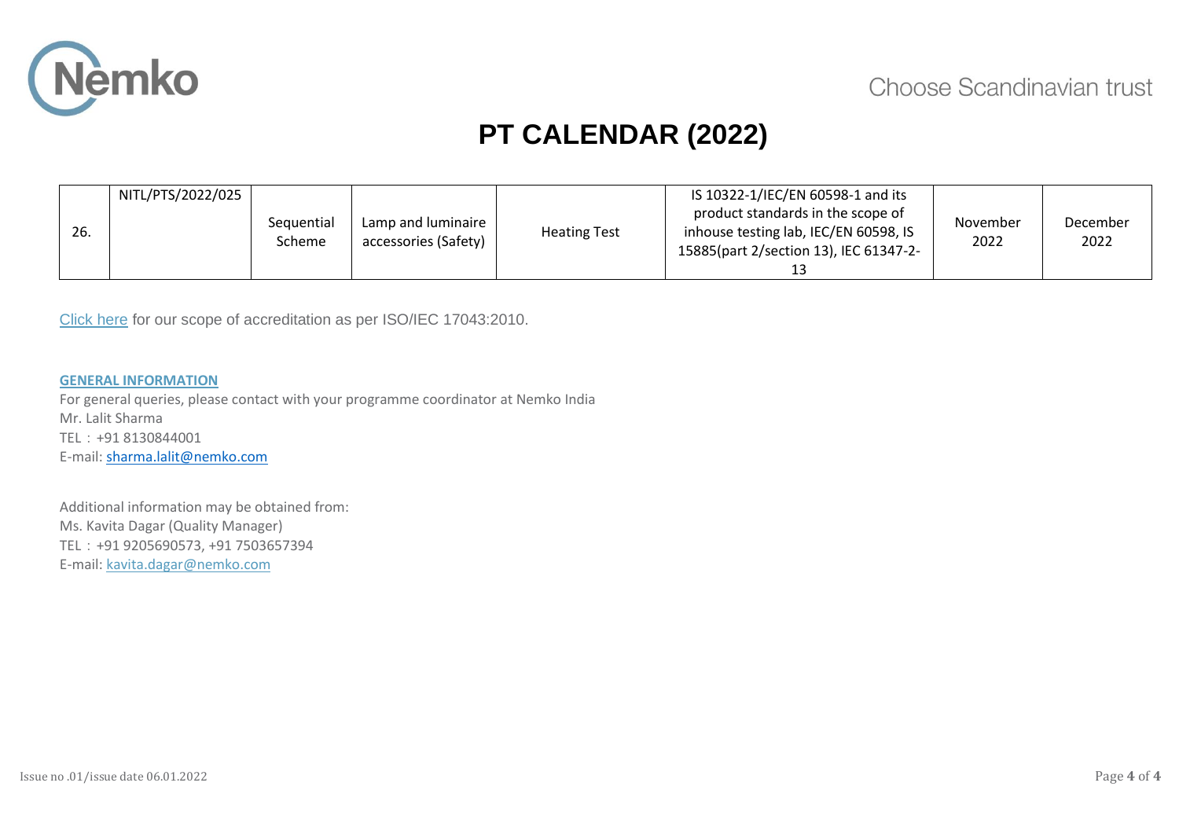# PT CALENDAR (2022)

| | | | | | | | |
|---|---|---|---|---|---|---|---|
| 26. | NITL/PTS/2022/025 | Sequential Scheme | Lamp and luminaire accessories (Safety) | Heating Test | IS 10322-1/IEC/EN 60598-1 and its product standards in the scope of inhouse testing lab, IEC/EN 60598, IS 15885(part 2/section 13), IEC 61347-2-13 | November 2022 | December 2022 |

Click here for our scope of accreditation as per ISO/IEC 17043:2010.

**GENERAL INFORMATION**

For general queries, please contact with your programme coordinator at Nemko India
Mr. Lalit Sharma
TEL : +91 8130844001
E-mail: sharma.lalit@nemko.com

Additional information may be obtained from:
Ms. Kavita Dagar (Quality Manager)
TEL : +91 9205690573, +91 7503657394
E-mail: kavita.dagar@nemko.com

Issue no .01/issue date 06.01.2022